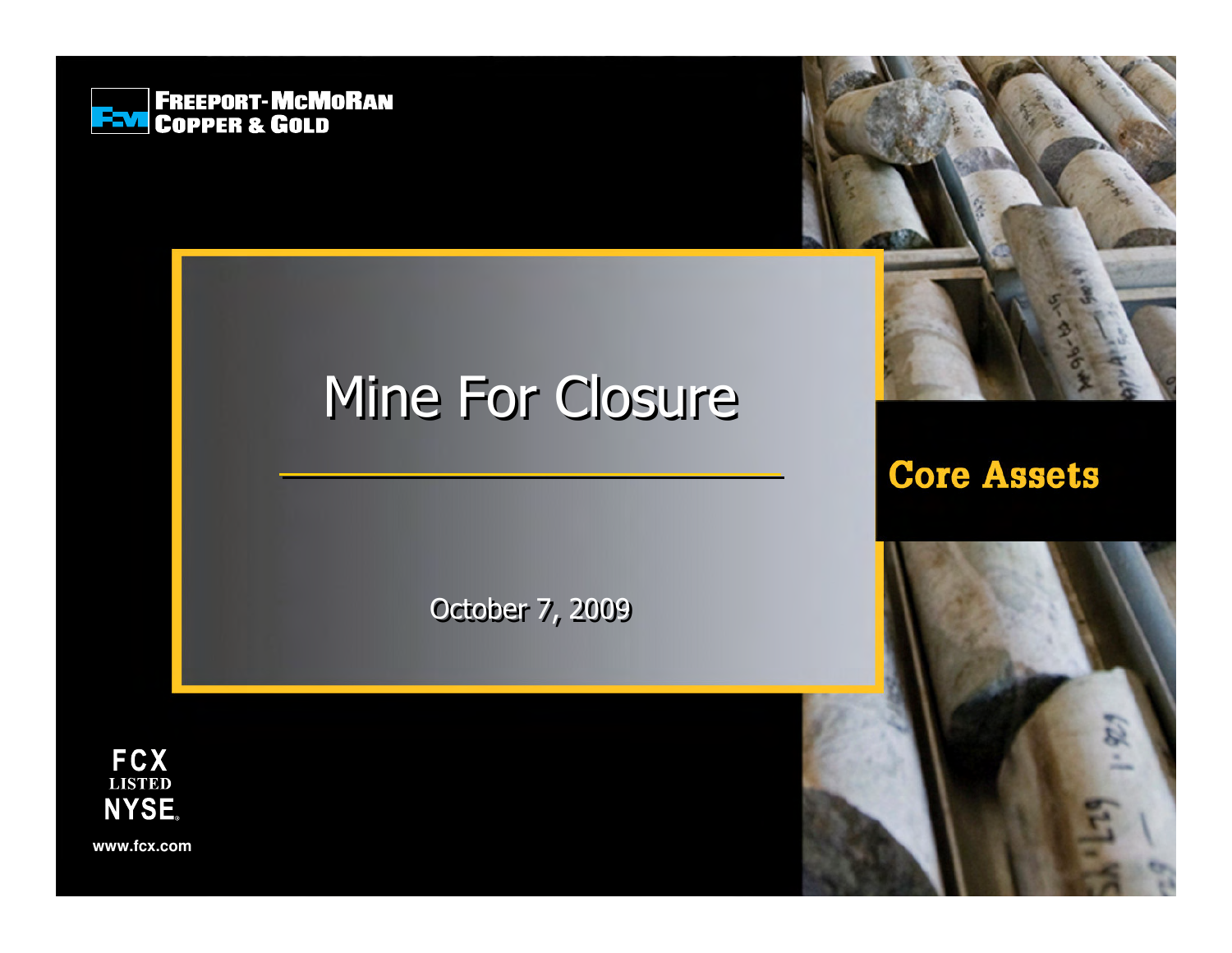FREEPORT-MCMORAN
COPPER & GOLD

# Mine For Closure

October 7, 2009

**Core Assets**

FCX
LISTED
NYSE

www.fcx.com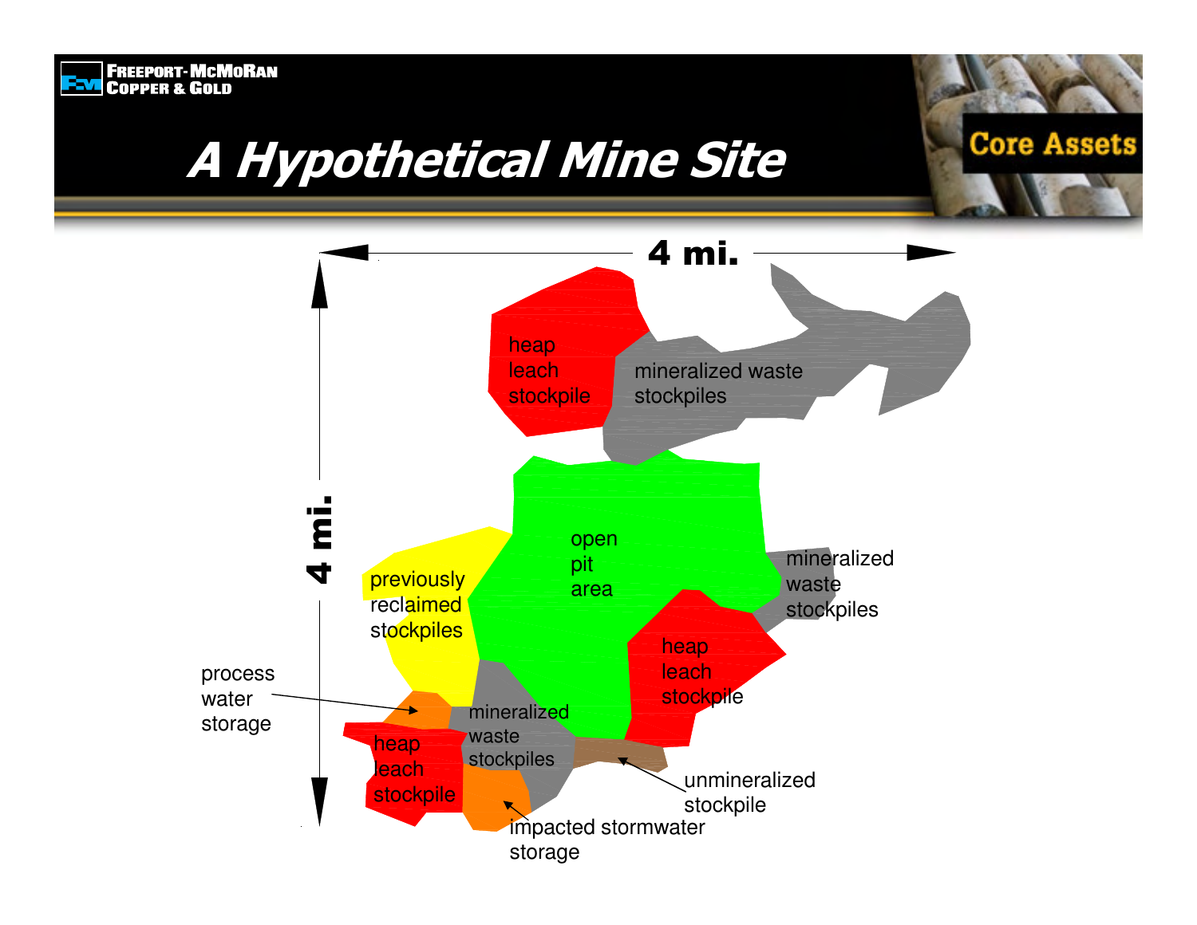# A Hypothetical Mine Site

4 mi.

4 mi.

heap leach stockpile

mineralized waste stockpiles

open pit area

previously reclaimed stockpiles

mineralized waste stockpiles

heap leach stockpile

process water storage

heap leach stockpile

mineralized waste stockpiles

unmineralized stockpile

impacted stormwater storage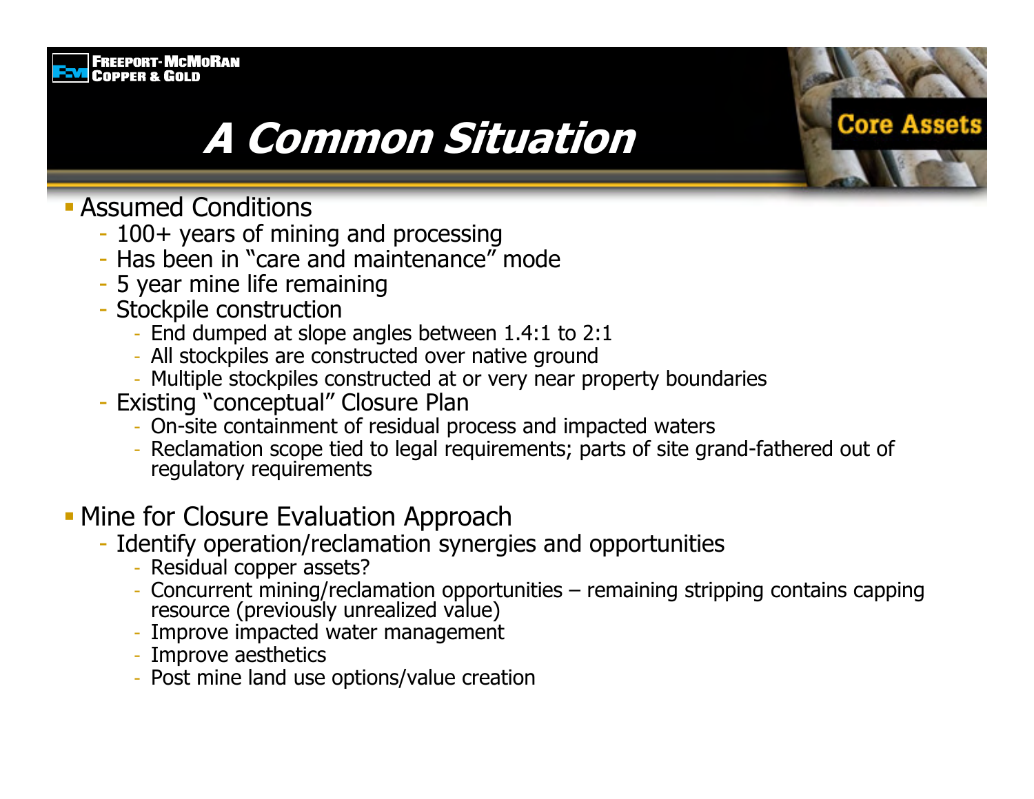# A Common Situation

- Assumed Conditions
  - 100+ years of mining and processing
  - Has been in "care and maintenance" mode
  - 5 year mine life remaining
  - Stockpile construction
    - End dumped at slope angles between 1.4:1 to 2:1
    - All stockpiles are constructed over native ground
    - Multiple stockpiles constructed at or very near property boundaries
  - Existing "conceptual" Closure Plan
    - On-site containment of residual process and impacted waters
    - Reclamation scope tied to legal requirements; parts of site grand-fathered out of regulatory requirements

- Mine for Closure Evaluation Approach
  - Identify operation/reclamation synergies and opportunities
    - Residual copper assets?
    - Concurrent mining/reclamation opportunities – remaining stripping contains capping resource (previously unrealized value)
    - Improve impacted water management
    - Improve aesthetics
    - Post mine land use options/value creation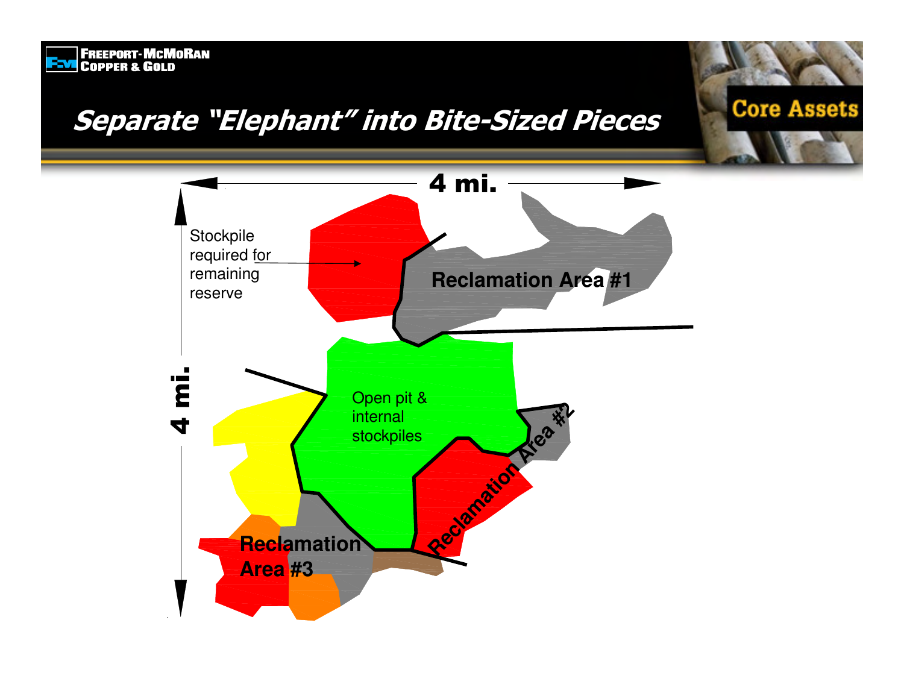# Separate "Elephant" into Bite-Sized Pieces

4 mi.

4 mi.

Stockpile required for remaining reserve

Reclamation Area #1

Open pit & internal stockpiles

Reclamation Area #2

Reclamation Area #3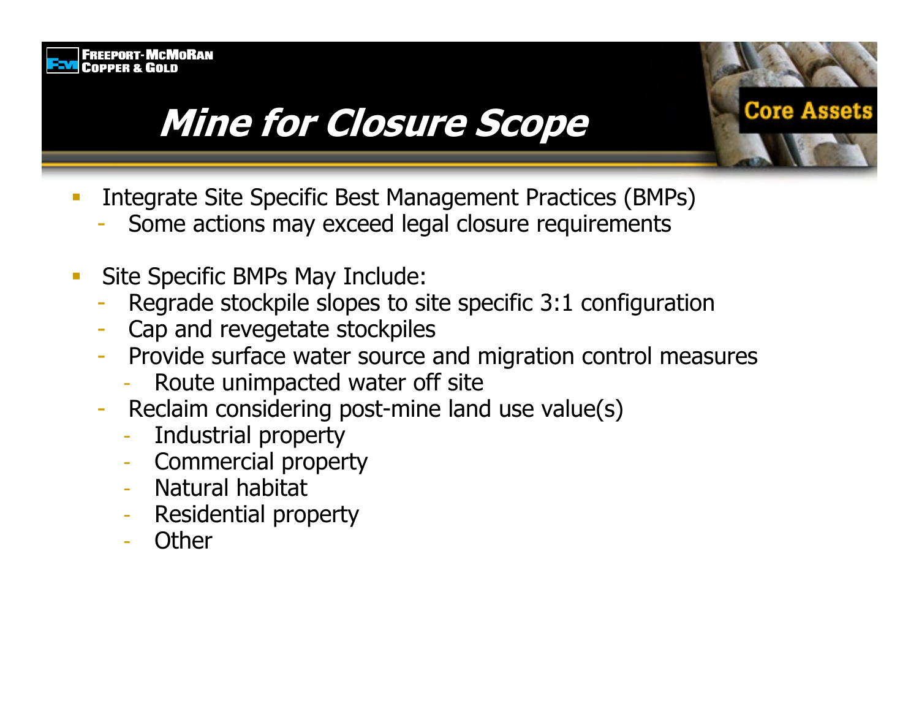# Mine for Closure Scope

- Integrate Site Specific Best Management Practices (BMPs)
  - Some actions may exceed legal closure requirements

- Site Specific BMPs May Include:
  - Regrade stockpile slopes to site specific 3:1 configuration
  - Cap and revegetate stockpiles
  - Provide surface water source and migration control measures
    - Route unimpacted water off site
  - Reclaim considering post-mine land use value(s)
    - Industrial property
    - Commercial property
    - Natural habitat
    - Residential property
    - Other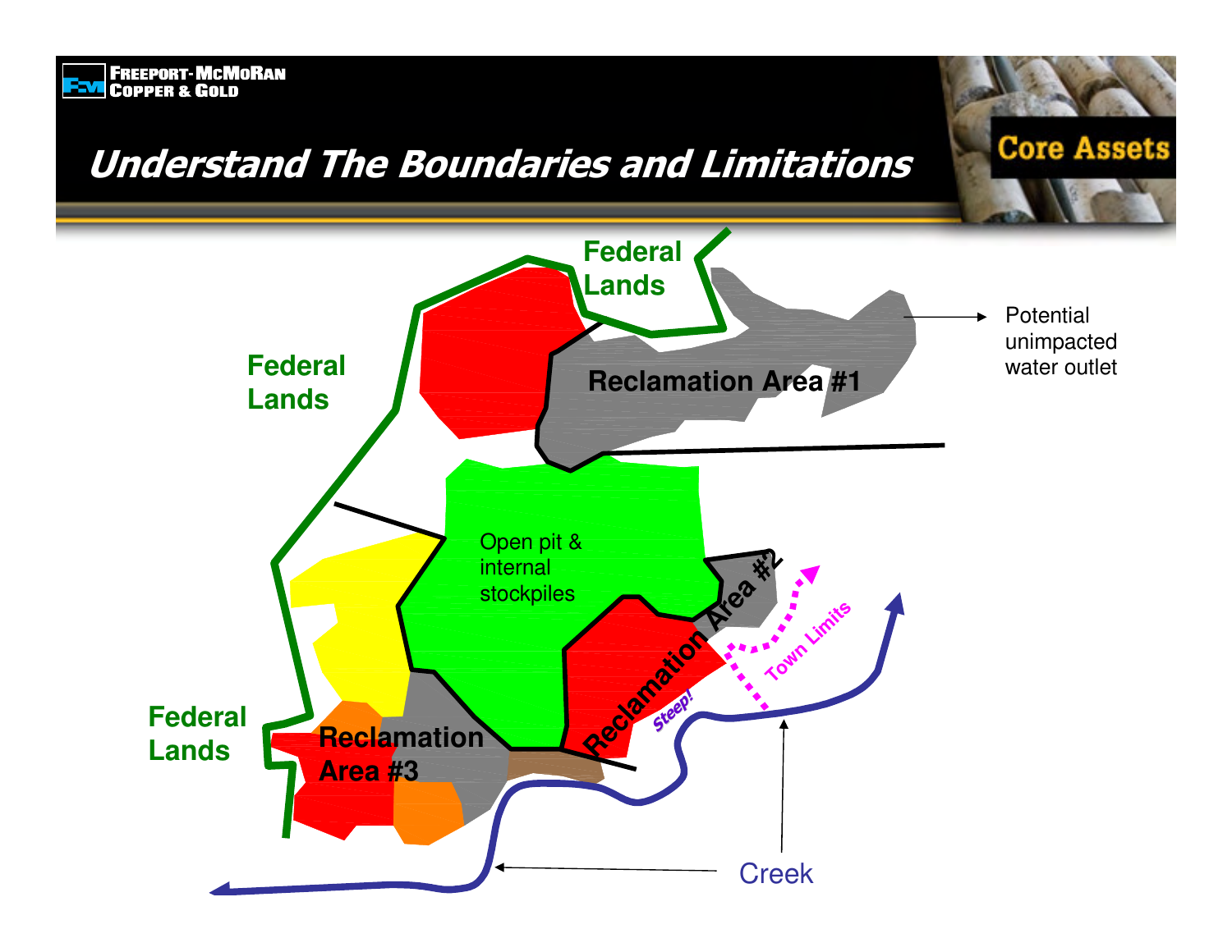# Understand The Boundaries and Limitations

Federal Lands

Federal Lands

Federal Lands

Reclamation Area #1

Potential unimpacted water outlet

Open pit & internal stockpiles

Reclamation Area #2

Steep!

Town Limits

Reclamation Area #3

Creek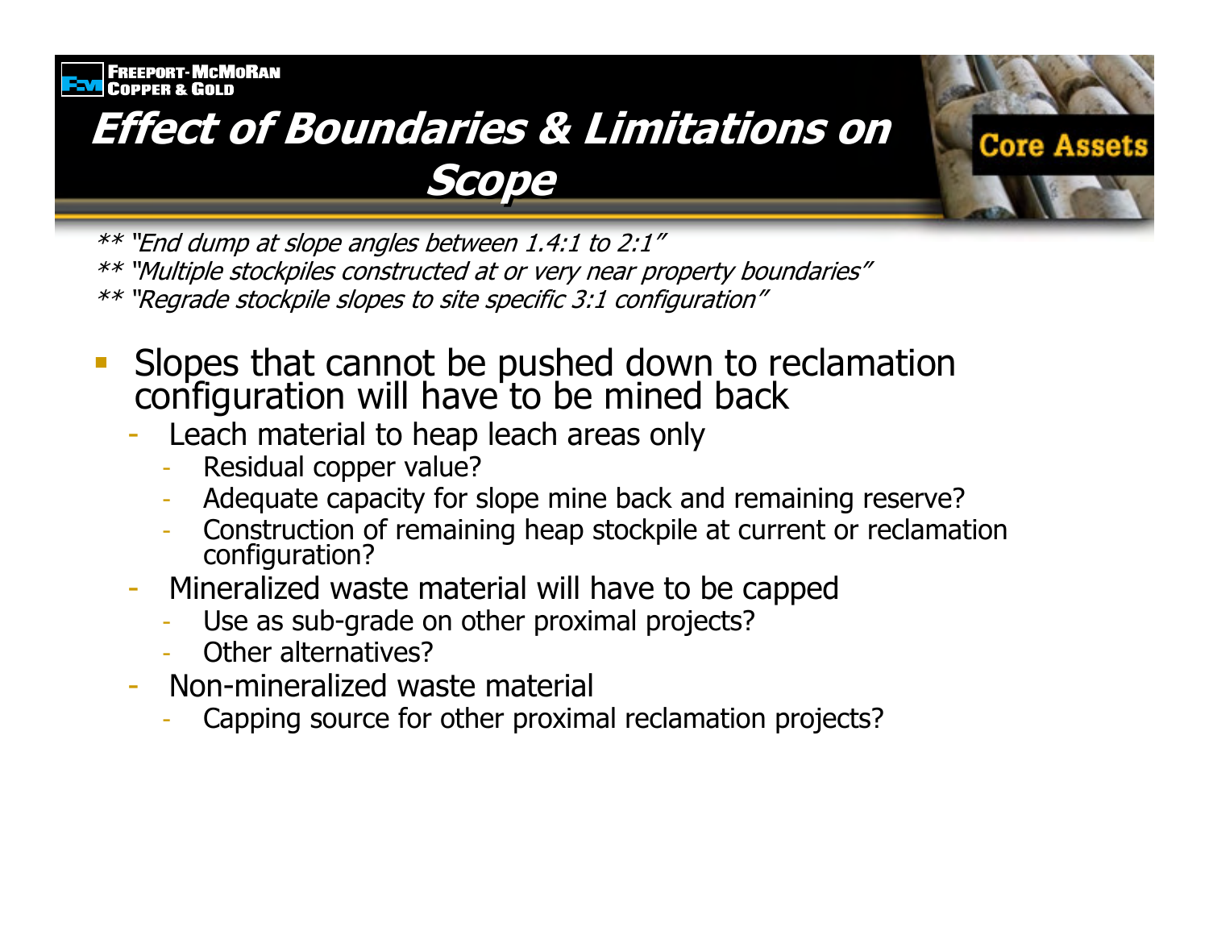# Effect of Boundaries & Limitations on Scope

*** "End dump at slope angles between 1.4:1 to 2:1"*
*** "Multiple stockpiles constructed at or very near property boundaries"*
*** "Regrade stockpile slopes to site specific 3:1 configuration"*

- Slopes that cannot be pushed down to reclamation configuration will have to be mined back
  - Leach material to heap leach areas only
    - Residual copper value?
    - Adequate capacity for slope mine back and remaining reserve?
    - Construction of remaining heap stockpile at current or reclamation configuration?
  - Mineralized waste material will have to be capped
    - Use as sub-grade on other proximal projects?
    - Other alternatives?
  - Non-mineralized waste material
    - Capping source for other proximal reclamation projects?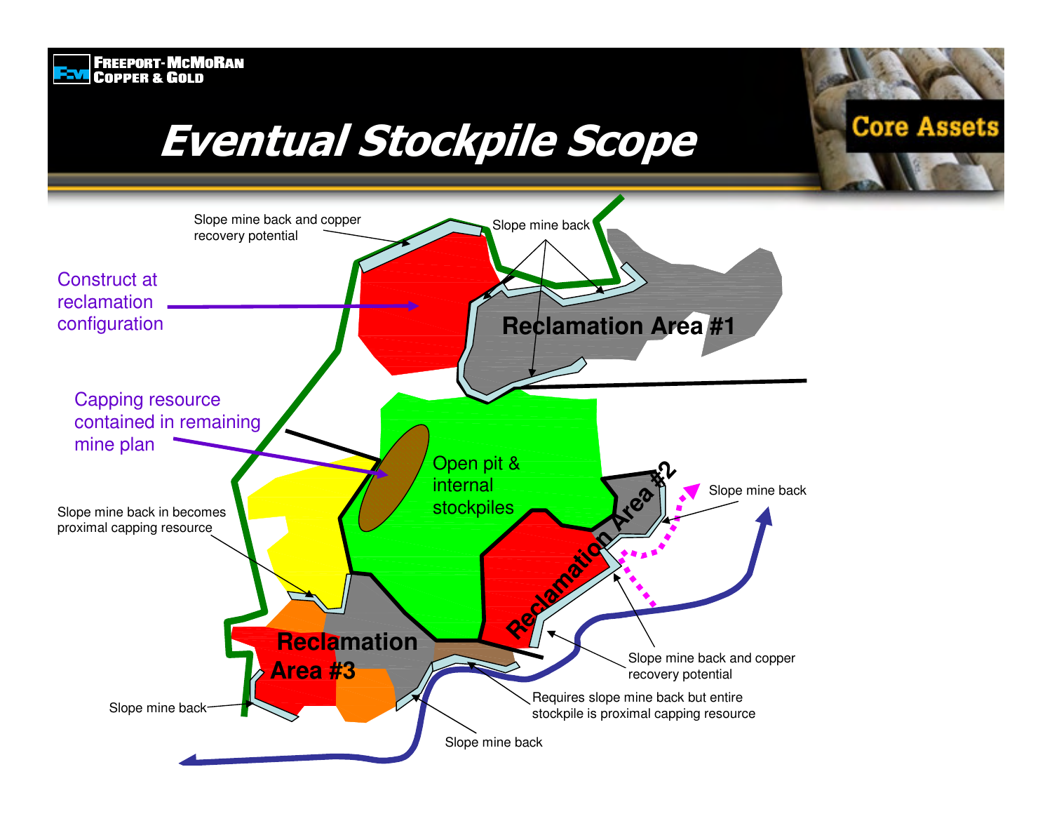# Eventual Stockpile Scope

Core Assets

Slope mine back and copper recovery potential

Slope mine back

Construct at reclamation configuration

Reclamation Area #1

Capping resource contained in remaining mine plan

Open pit & internal stockpiles

Reclamation Area #2

Slope mine back

Slope mine back in becomes proximal capping resource

Reclamation Area #3

Slope mine back and copper recovery potential

Requires slope mine back but entire stockpile is proximal capping resource

Slope mine back

Slope mine back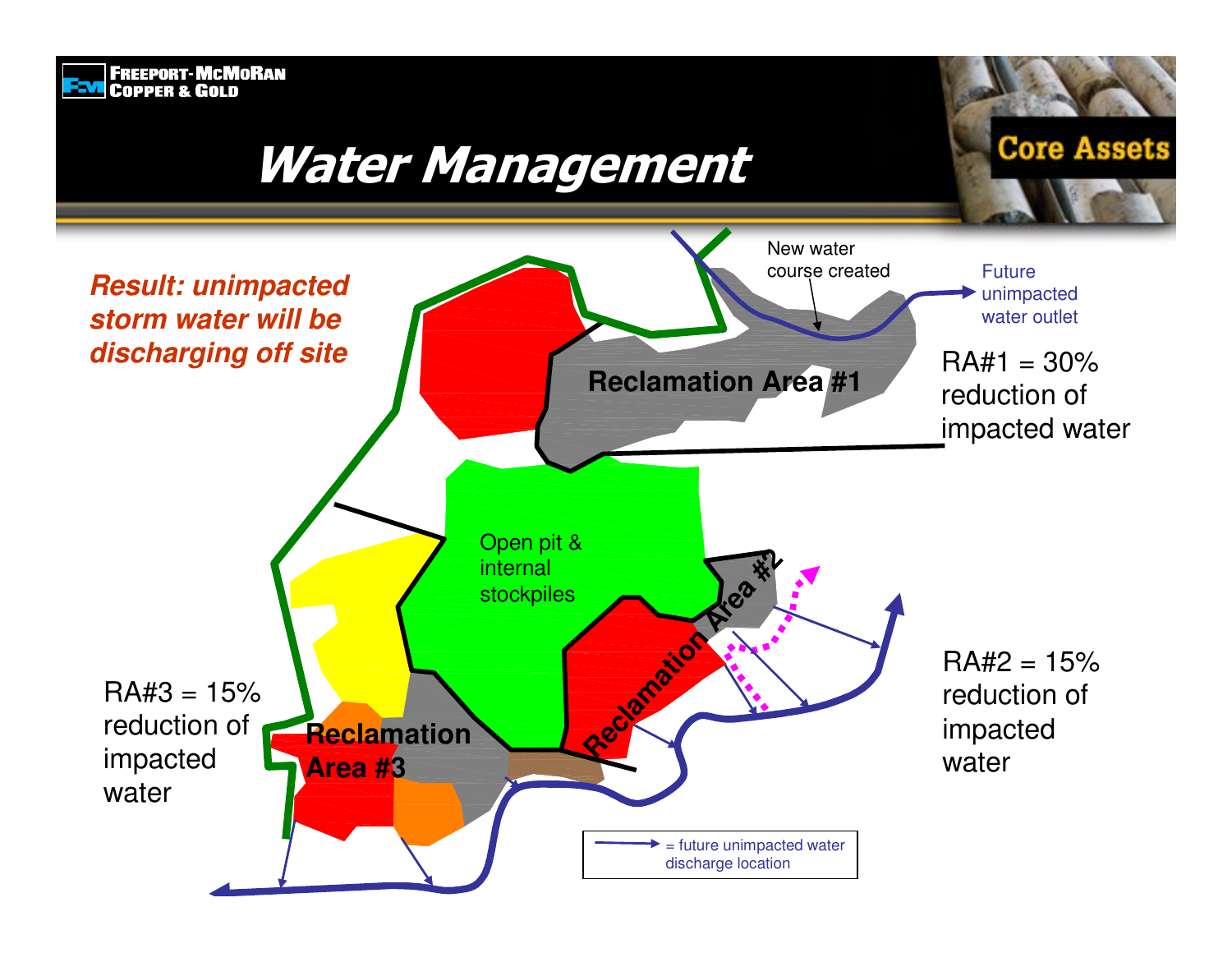# Water Management

*Result: unimpacted storm water will be discharging off site*

New water course created

Future unimpacted water outlet

Reclamation Area #1

RA#1 = 30% reduction of impacted water

Open pit & internal stockpiles

Reclamation Area #2

RA#2 = 15% reduction of impacted water

Reclamation Area #3

RA#3 = 15% reduction of impacted water

= future unimpacted water discharge location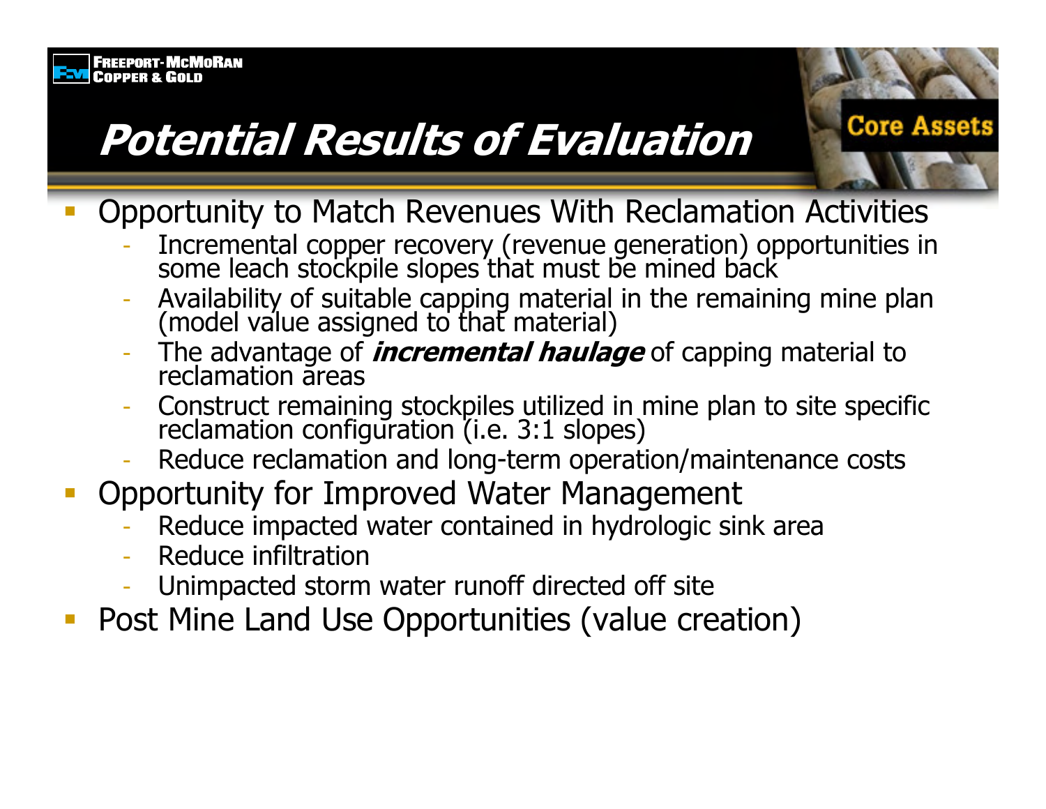# Potential Results of Evaluation

- Opportunity to Match Revenues With Reclamation Activities
  - Incremental copper recovery (revenue generation) opportunities in some leach stockpile slopes that must be mined back
  - Availability of suitable capping material in the remaining mine plan (model value assigned to that material)
  - The advantage of ***incremental haulage*** of capping material to reclamation areas
  - Construct remaining stockpiles utilized in mine plan to site specific reclamation configuration (i.e. 3:1 slopes)
  - Reduce reclamation and long-term operation/maintenance costs
- Opportunity for Improved Water Management
  - Reduce impacted water contained in hydrologic sink area
  - Reduce infiltration
  - Unimpacted storm water runoff directed off site
- Post Mine Land Use Opportunities (value creation)